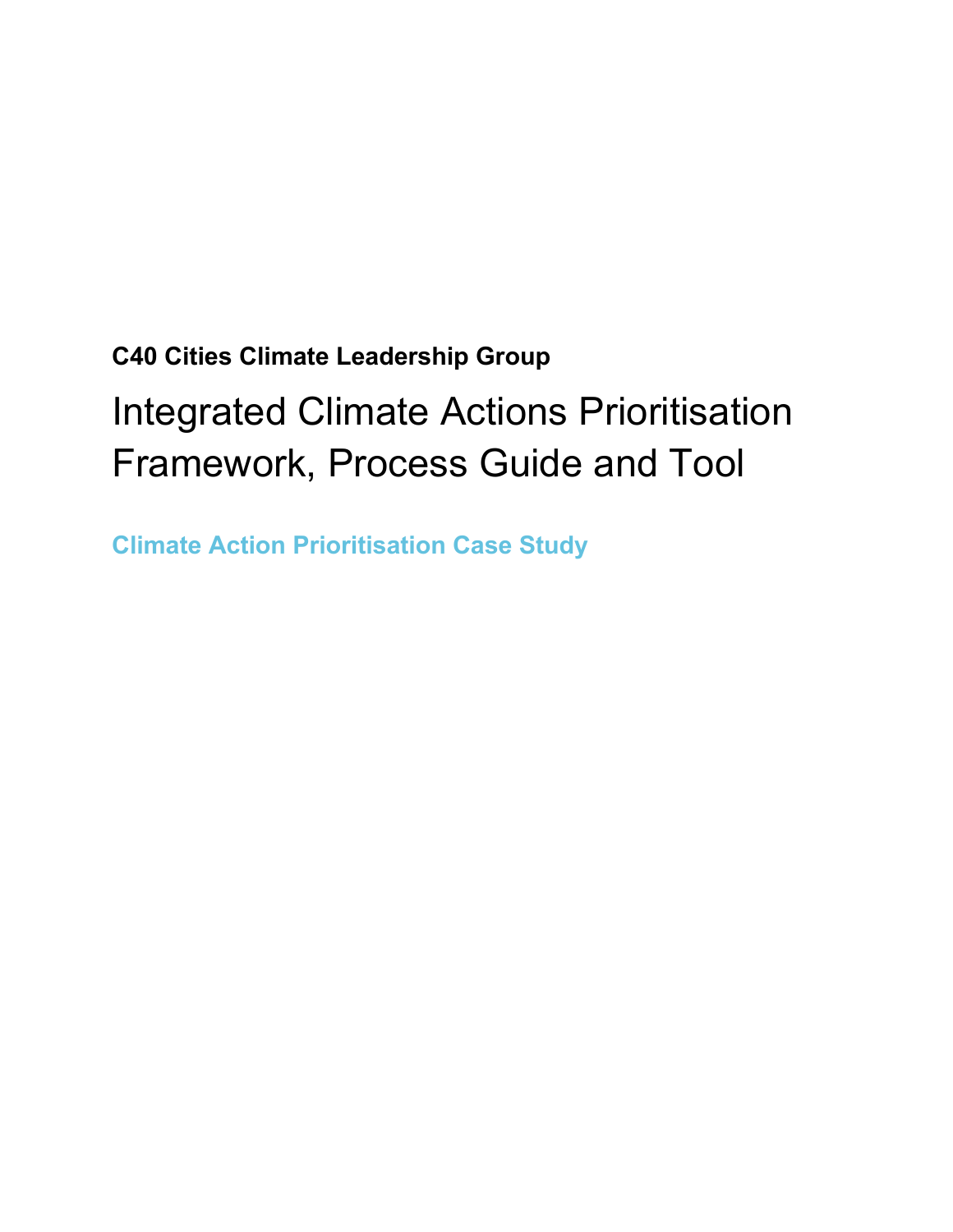**C40 Cities Climate Leadership Group**

# Integrated Climate Actions Prioritisation Framework, Process Guide and Tool

## Climate Action Prioritisation Case Study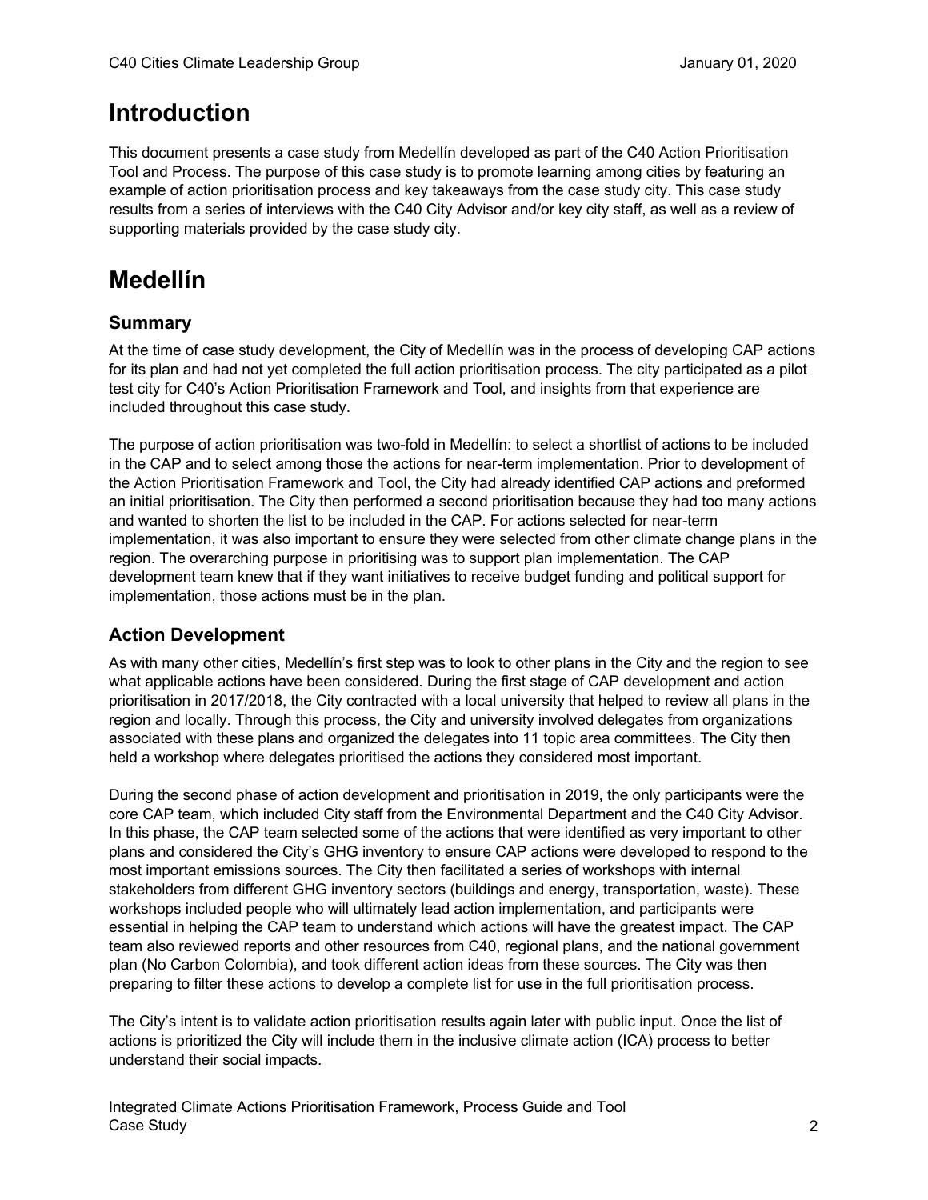# Introduction

This document presents a case study from Medellín developed as part of the C40 Action Prioritisation Tool and Process. The purpose of this case study is to promote learning among cities by featuring an example of action prioritisation process and key takeaways from the case study city. This case study results from a series of interviews with the C40 City Advisor and/or key city staff, as well as a review of supporting materials provided by the case study city.

# Medellín

## Summary

At the time of case study development, the City of Medellín was in the process of developing CAP actions for its plan and had not yet completed the full action prioritisation process. The city participated as a pilot test city for C40's Action Prioritisation Framework and Tool, and insights from that experience are included throughout this case study.

The purpose of action prioritisation was two-fold in Medellín: to select a shortlist of actions to be included in the CAP and to select among those the actions for near-term implementation. Prior to development of the Action Prioritisation Framework and Tool, the City had already identified CAP actions and preformed an initial prioritisation. The City then performed a second prioritisation because they had too many actions and wanted to shorten the list to be included in the CAP. For actions selected for near-term implementation, it was also important to ensure they were selected from other climate change plans in the region. The overarching purpose in prioritising was to support plan implementation. The CAP development team knew that if they want initiatives to receive budget funding and political support for implementation, those actions must be in the plan.

## Action Development

As with many other cities, Medellín's first step was to look to other plans in the City and the region to see what applicable actions have been considered. During the first stage of CAP development and action prioritisation in 2017/2018, the City contracted with a local university that helped to review all plans in the region and locally. Through this process, the City and university involved delegates from organizations associated with these plans and organized the delegates into 11 topic area committees. The City then held a workshop where delegates prioritised the actions they considered most important.

During the second phase of action development and prioritisation in 2019, the only participants were the core CAP team, which included City staff from the Environmental Department and the C40 City Advisor. In this phase, the CAP team selected some of the actions that were identified as very important to other plans and considered the City's GHG inventory to ensure CAP actions were developed to respond to the most important emissions sources. The City then facilitated a series of workshops with internal stakeholders from different GHG inventory sectors (buildings and energy, transportation, waste). These workshops included people who will ultimately lead action implementation, and participants were essential in helping the CAP team to understand which actions will have the greatest impact. The CAP team also reviewed reports and other resources from C40, regional plans, and the national government plan (No Carbon Colombia), and took different action ideas from these sources. The City was then preparing to filter these actions to develop a complete list for use in the full prioritisation process.

The City's intent is to validate action prioritisation results again later with public input. Once the list of actions is prioritized the City will include them in the inclusive climate action (ICA) process to better understand their social impacts.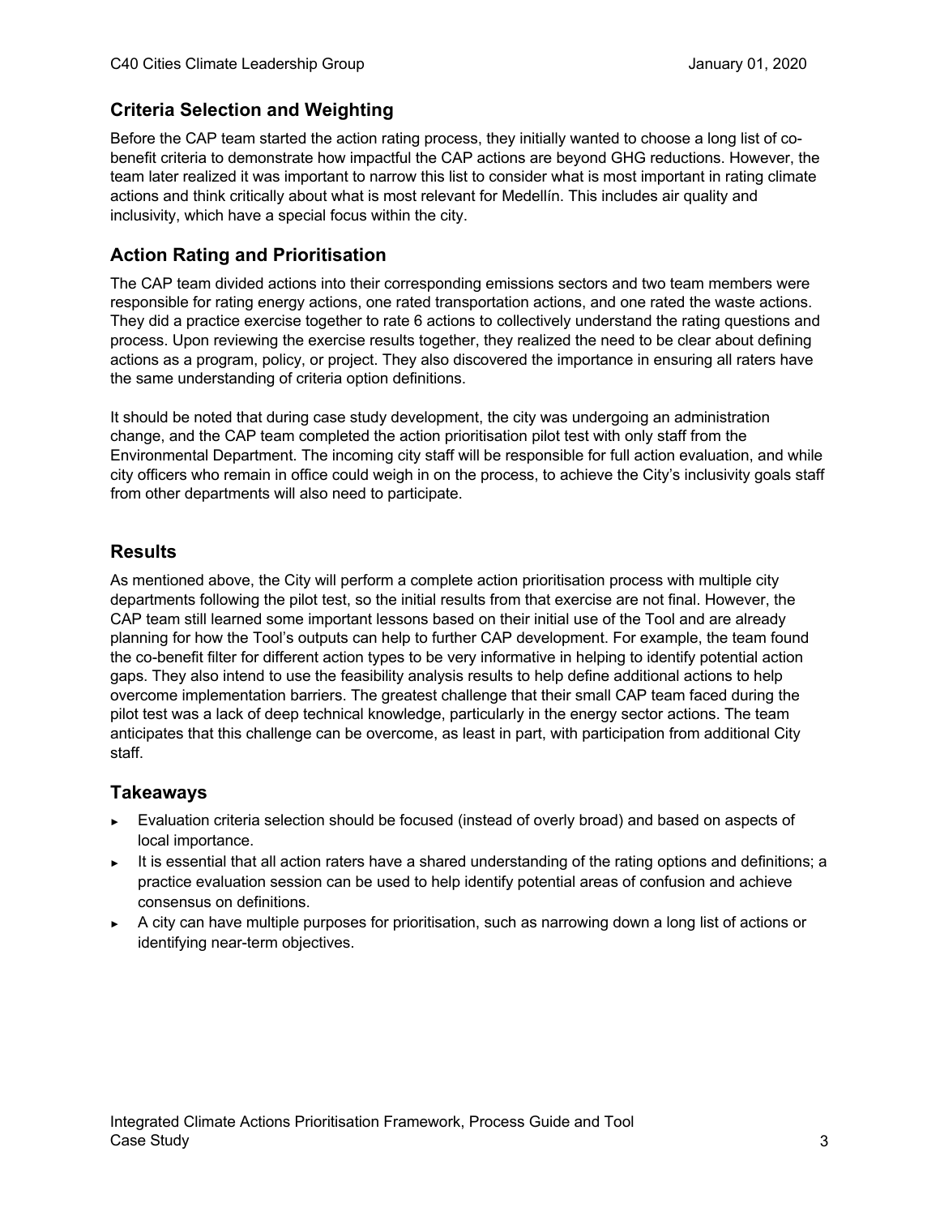## Criteria Selection and Weighting

Before the CAP team started the action rating process, they initially wanted to choose a long list of co-benefit criteria to demonstrate how impactful the CAP actions are beyond GHG reductions. However, the team later realized it was important to narrow this list to consider what is most important in rating climate actions and think critically about what is most relevant for Medellín. This includes air quality and inclusivity, which have a special focus within the city.

## Action Rating and Prioritisation

The CAP team divided actions into their corresponding emissions sectors and two team members were responsible for rating energy actions, one rated transportation actions, and one rated the waste actions. They did a practice exercise together to rate 6 actions to collectively understand the rating questions and process. Upon reviewing the exercise results together, they realized the need to be clear about defining actions as a program, policy, or project. They also discovered the importance in ensuring all raters have the same understanding of criteria option definitions.

It should be noted that during case study development, the city was undergoing an administration change, and the CAP team completed the action prioritisation pilot test with only staff from the Environmental Department. The incoming city staff will be responsible for full action evaluation, and while city officers who remain in office could weigh in on the process, to achieve the City's inclusivity goals staff from other departments will also need to participate.

## Results

As mentioned above, the City will perform a complete action prioritisation process with multiple city departments following the pilot test, so the initial results from that exercise are not final. However, the CAP team still learned some important lessons based on their initial use of the Tool and are already planning for how the Tool's outputs can help to further CAP development. For example, the team found the co-benefit filter for different action types to be very informative in helping to identify potential action gaps. They also intend to use the feasibility analysis results to help define additional actions to help overcome implementation barriers. The greatest challenge that their small CAP team faced during the pilot test was a lack of deep technical knowledge, particularly in the energy sector actions. The team anticipates that this challenge can be overcome, as least in part, with participation from additional City staff.

## Takeaways

- Evaluation criteria selection should be focused (instead of overly broad) and based on aspects of local importance.
- It is essential that all action raters have a shared understanding of the rating options and definitions; a practice evaluation session can be used to help identify potential areas of confusion and achieve consensus on definitions.
- A city can have multiple purposes for prioritisation, such as narrowing down a long list of actions or identifying near-term objectives.